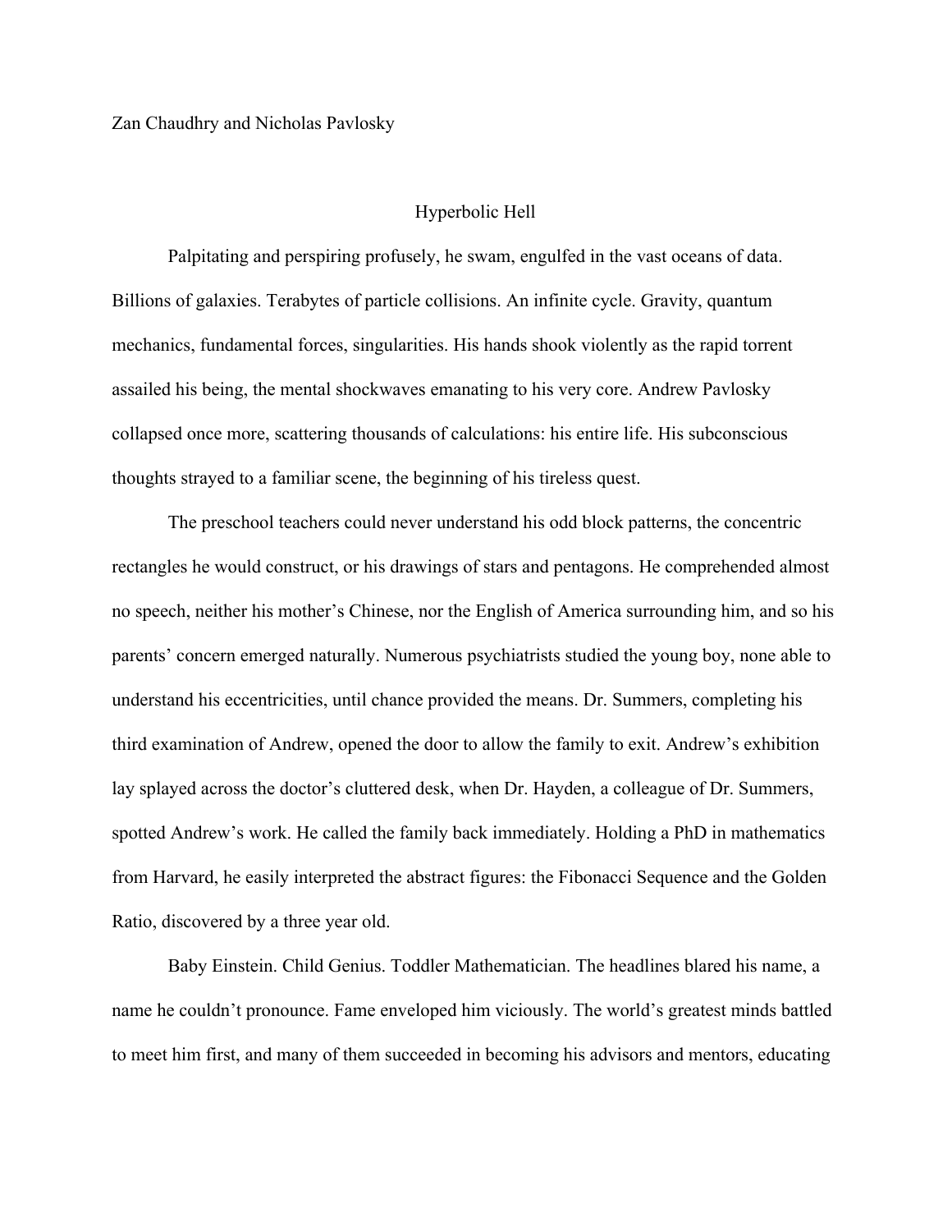Zan Chaudhry and Nicholas Pavlosky

# Hyperbolic Hell

Palpitating and perspiring profusely, he swam, engulfed in the vast oceans of data. Billions of galaxies. Terabytes of particle collisions. An infinite cycle. Gravity, quantum mechanics, fundamental forces, singularities. His hands shook violently as the rapid torrent assailed his being, the mental shockwaves emanating to his very core. Andrew Pavlosky collapsed once more, scattering thousands of calculations: his entire life. His subconscious thoughts strayed to a familiar scene, the beginning of his tireless quest.

The preschool teachers could never understand his odd block patterns, the concentric rectangles he would construct, or his drawings of stars and pentagons. He comprehended almost no speech, neither his mother's Chinese, nor the English of America surrounding him, and so his parents' concern emerged naturally. Numerous psychiatrists studied the young boy, none able to understand his eccentricities, until chance provided the means. Dr. Summers, completing his third examination of Andrew, opened the door to allow the family to exit. Andrew's exhibition lay splayed across the doctor's cluttered desk, when Dr. Hayden, a colleague of Dr. Summers, spotted Andrew's work. He called the family back immediately. Holding a PhD in mathematics from Harvard, he easily interpreted the abstract figures: the Fibonacci Sequence and the Golden Ratio, discovered by a three year old.

Baby Einstein. Child Genius. Toddler Mathematician. The headlines blared his name, a name he couldn't pronounce. Fame enveloped him viciously. The world's greatest minds battled to meet him first, and many of them succeeded in becoming his advisors and mentors, educating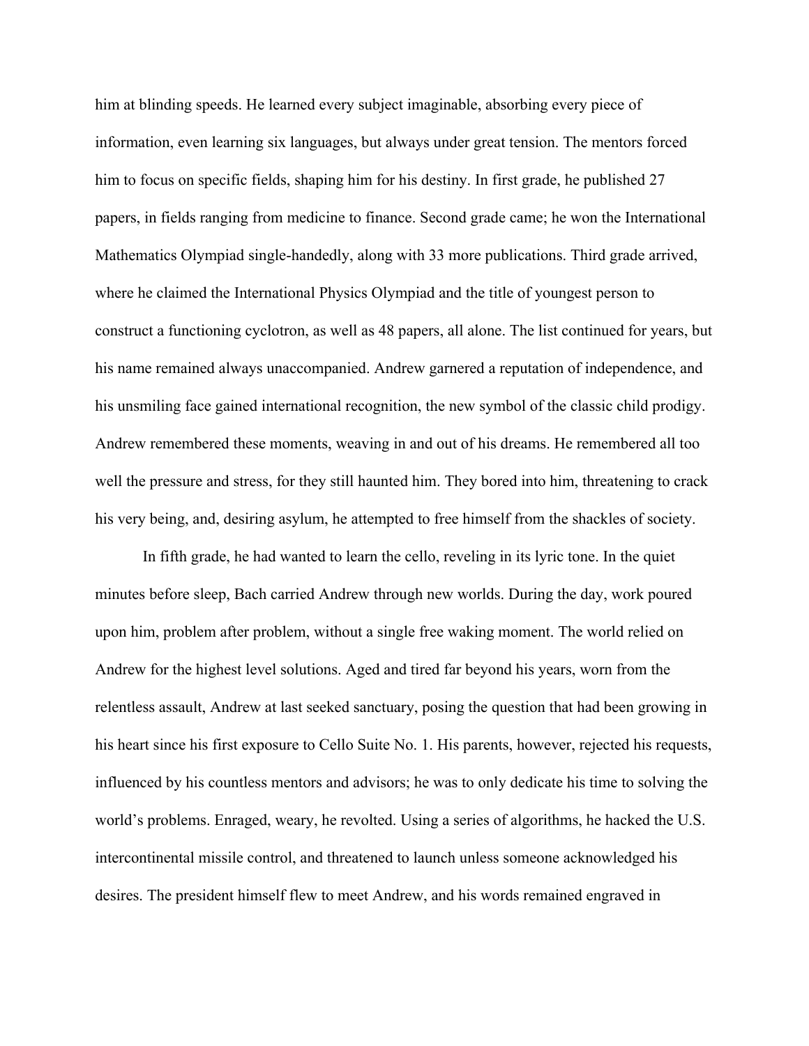him at blinding speeds. He learned every subject imaginable, absorbing every piece of information, even learning six languages, but always under great tension. The mentors forced him to focus on specific fields, shaping him for his destiny. In first grade, he published 27 papers, in fields ranging from medicine to finance. Second grade came; he won the International Mathematics Olympiad single-handedly, along with 33 more publications. Third grade arrived, where he claimed the International Physics Olympiad and the title of youngest person to construct a functioning cyclotron, as well as 48 papers, all alone. The list continued for years, but his name remained always unaccompanied. Andrew garnered a reputation of independence, and his unsmiling face gained international recognition, the new symbol of the classic child prodigy. Andrew remembered these moments, weaving in and out of his dreams. He remembered all too well the pressure and stress, for they still haunted him. They bored into him, threatening to crack his very being, and, desiring asylum, he attempted to free himself from the shackles of society.

In fifth grade, he had wanted to learn the cello, reveling in its lyric tone. In the quiet minutes before sleep, Bach carried Andrew through new worlds. During the day, work poured upon him, problem after problem, without a single free waking moment. The world relied on Andrew for the highest level solutions. Aged and tired far beyond his years, worn from the relentless assault, Andrew at last seeked sanctuary, posing the question that had been growing in his heart since his first exposure to Cello Suite No. 1. His parents, however, rejected his requests, influenced by his countless mentors and advisors; he was to only dedicate his time to solving the world's problems. Enraged, weary, he revolted. Using a series of algorithms, he hacked the U.S. intercontinental missile control, and threatened to launch unless someone acknowledged his desires. The president himself flew to meet Andrew, and his words remained engraved in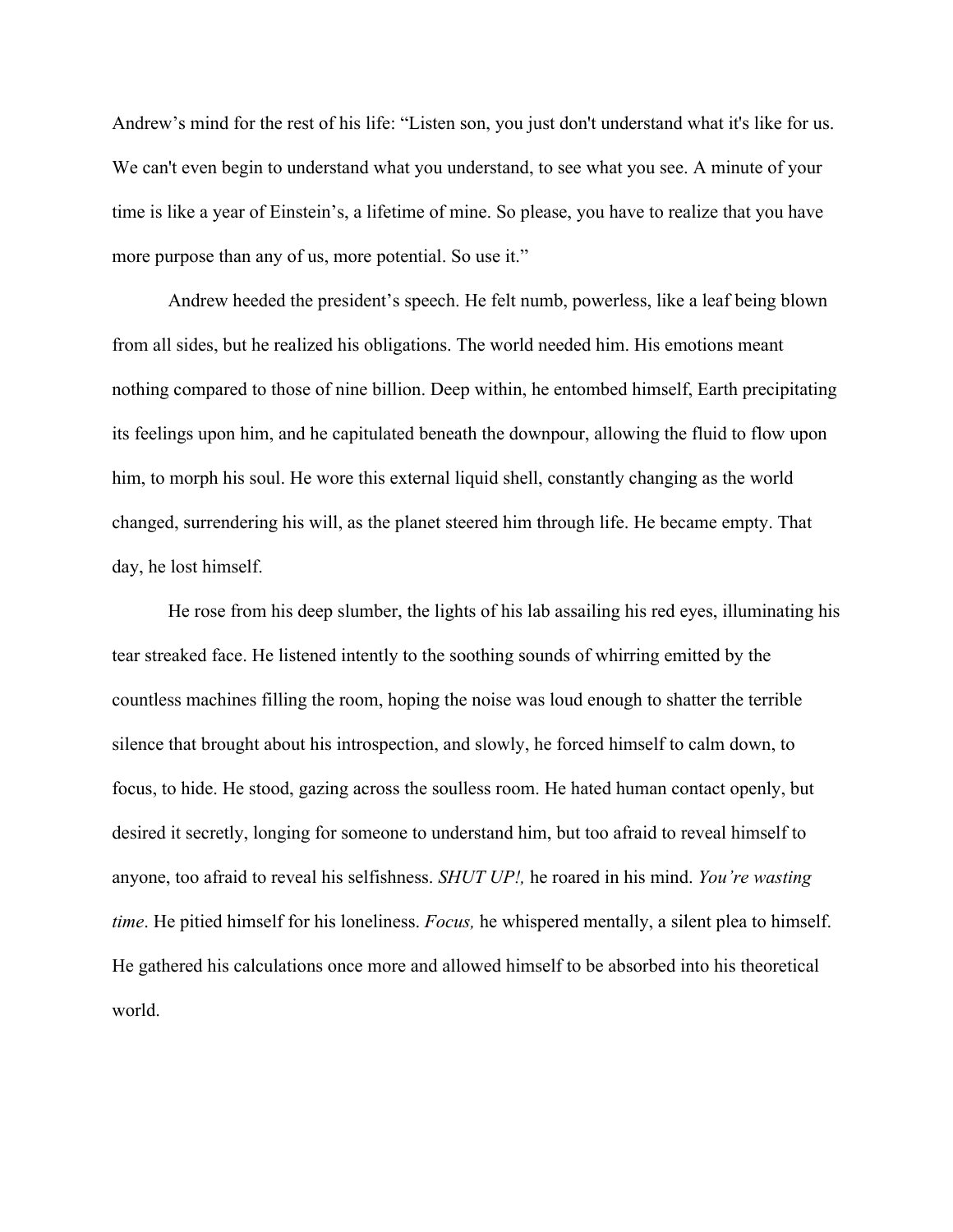Andrew's mind for the rest of his life: "Listen son, you just don't understand what it's like for us. We can't even begin to understand what you understand, to see what you see. A minute of your time is like a year of Einstein's, a lifetime of mine. So please, you have to realize that you have more purpose than any of us, more potential. So use it."

Andrew heeded the president's speech. He felt numb, powerless, like a leaf being blown from all sides, but he realized his obligations. The world needed him. His emotions meant nothing compared to those of nine billion. Deep within, he entombed himself, Earth precipitating its feelings upon him, and he capitulated beneath the downpour, allowing the fluid to flow upon him, to morph his soul. He wore this external liquid shell, constantly changing as the world changed, surrendering his will, as the planet steered him through life. He became empty. That day, he lost himself.

He rose from his deep slumber, the lights of his lab assailing his red eyes, illuminating his tear streaked face. He listened intently to the soothing sounds of whirring emitted by the countless machines filling the room, hoping the noise was loud enough to shatter the terrible silence that brought about his introspection, and slowly, he forced himself to calm down, to focus, to hide. He stood, gazing across the soulless room. He hated human contact openly, but desired it secretly, longing for someone to understand him, but too afraid to reveal himself to anyone, too afraid to reveal his selfishness. *SHUT UP!,* he roared in his mind. *You're wasting time*. He pitied himself for his loneliness. *Focus,* he whispered mentally, a silent plea to himself. He gathered his calculations once more and allowed himself to be absorbed into his theoretical world.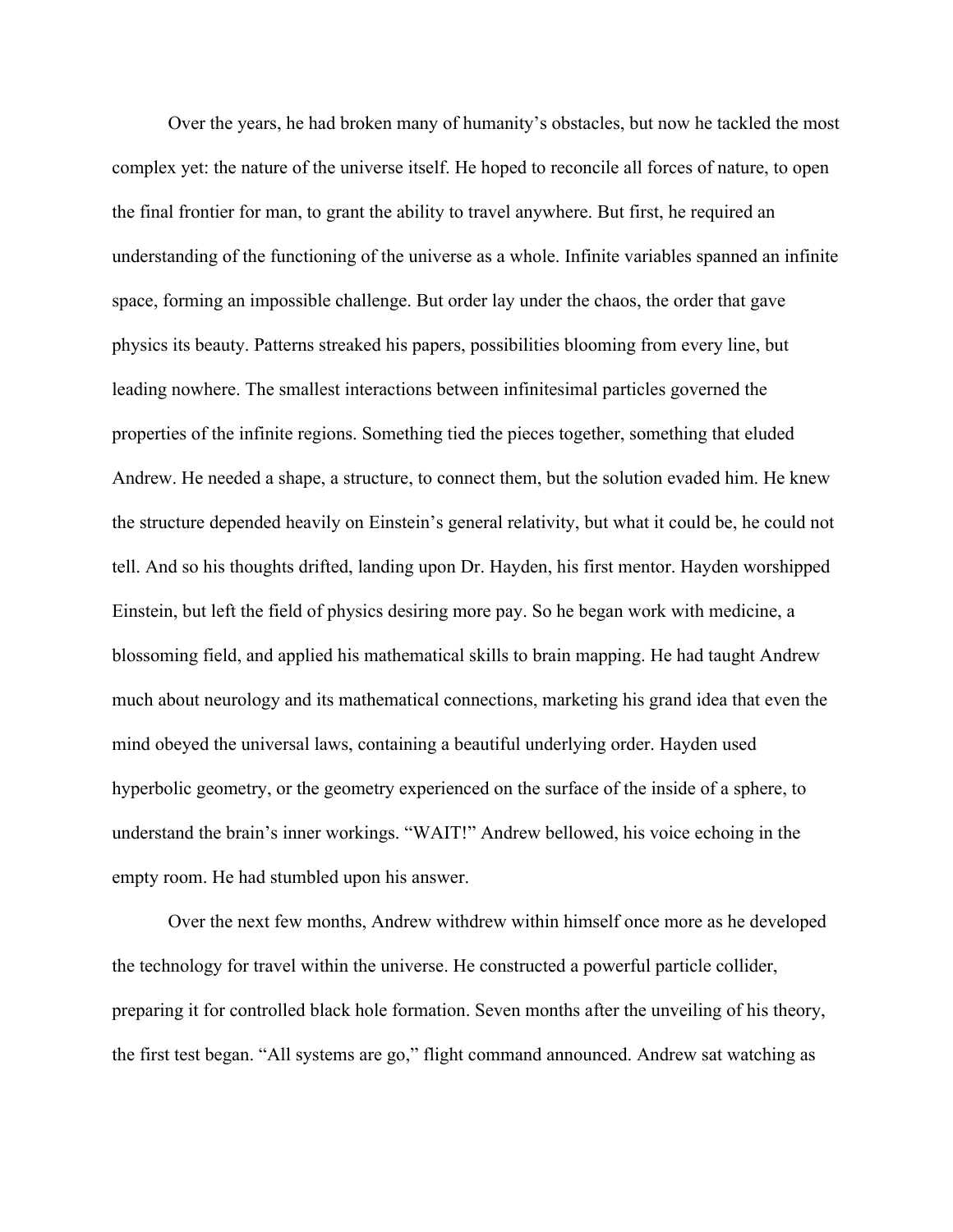Over the years, he had broken many of humanity's obstacles, but now he tackled the most complex yet: the nature of the universe itself. He hoped to reconcile all forces of nature, to open the final frontier for man, to grant the ability to travel anywhere. But first, he required an understanding of the functioning of the universe as a whole. Infinite variables spanned an infinite space, forming an impossible challenge. But order lay under the chaos, the order that gave physics its beauty. Patterns streaked his papers, possibilities blooming from every line, but leading nowhere. The smallest interactions between infinitesimal particles governed the properties of the infinite regions. Something tied the pieces together, something that eluded Andrew. He needed a shape, a structure, to connect them, but the solution evaded him. He knew the structure depended heavily on Einstein's general relativity, but what it could be, he could not tell. And so his thoughts drifted, landing upon Dr. Hayden, his first mentor. Hayden worshipped Einstein, but left the field of physics desiring more pay. So he began work with medicine, a blossoming field, and applied his mathematical skills to brain mapping. He had taught Andrew much about neurology and its mathematical connections, marketing his grand idea that even the mind obeyed the universal laws, containing a beautiful underlying order. Hayden used hyperbolic geometry, or the geometry experienced on the surface of the inside of a sphere, to understand the brain's inner workings. "WAIT!" Andrew bellowed, his voice echoing in the empty room. He had stumbled upon his answer.

Over the next few months, Andrew withdrew within himself once more as he developed the technology for travel within the universe. He constructed a powerful particle collider, preparing it for controlled black hole formation. Seven months after the unveiling of his theory, the first test began. "All systems are go," flight command announced. Andrew sat watching as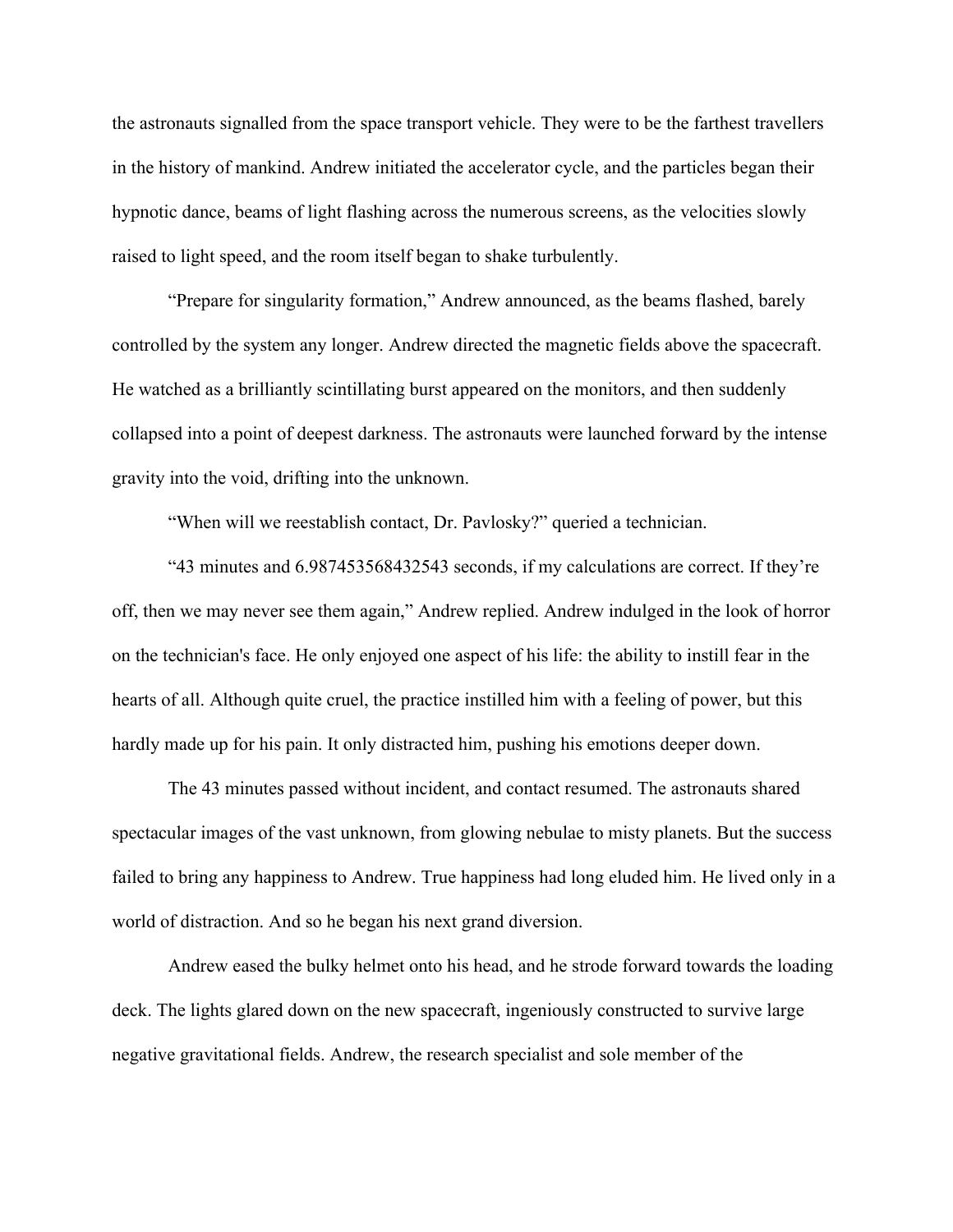the astronauts signalled from the space transport vehicle. They were to be the farthest travellers in the history of mankind. Andrew initiated the accelerator cycle, and the particles began their hypnotic dance, beams of light flashing across the numerous screens, as the velocities slowly raised to light speed, and the room itself began to shake turbulently.

"Prepare for singularity formation," Andrew announced, as the beams flashed, barely controlled by the system any longer. Andrew directed the magnetic fields above the spacecraft. He watched as a brilliantly scintillating burst appeared on the monitors, and then suddenly collapsed into a point of deepest darkness. The astronauts were launched forward by the intense gravity into the void, drifting into the unknown.

"When will we reestablish contact, Dr. Pavlosky?" queried a technician.

"43 minutes and 6.987453568432543 seconds, if my calculations are correct. If they're off, then we may never see them again," Andrew replied. Andrew indulged in the look of horror on the technician's face. He only enjoyed one aspect of his life: the ability to instill fear in the hearts of all. Although quite cruel, the practice instilled him with a feeling of power, but this hardly made up for his pain. It only distracted him, pushing his emotions deeper down.

The 43 minutes passed without incident, and contact resumed. The astronauts shared spectacular images of the vast unknown, from glowing nebulae to misty planets. But the success failed to bring any happiness to Andrew. True happiness had long eluded him. He lived only in a world of distraction. And so he began his next grand diversion.

Andrew eased the bulky helmet onto his head, and he strode forward towards the loading deck. The lights glared down on the new spacecraft, ingeniously constructed to survive large negative gravitational fields. Andrew, the research specialist and sole member of the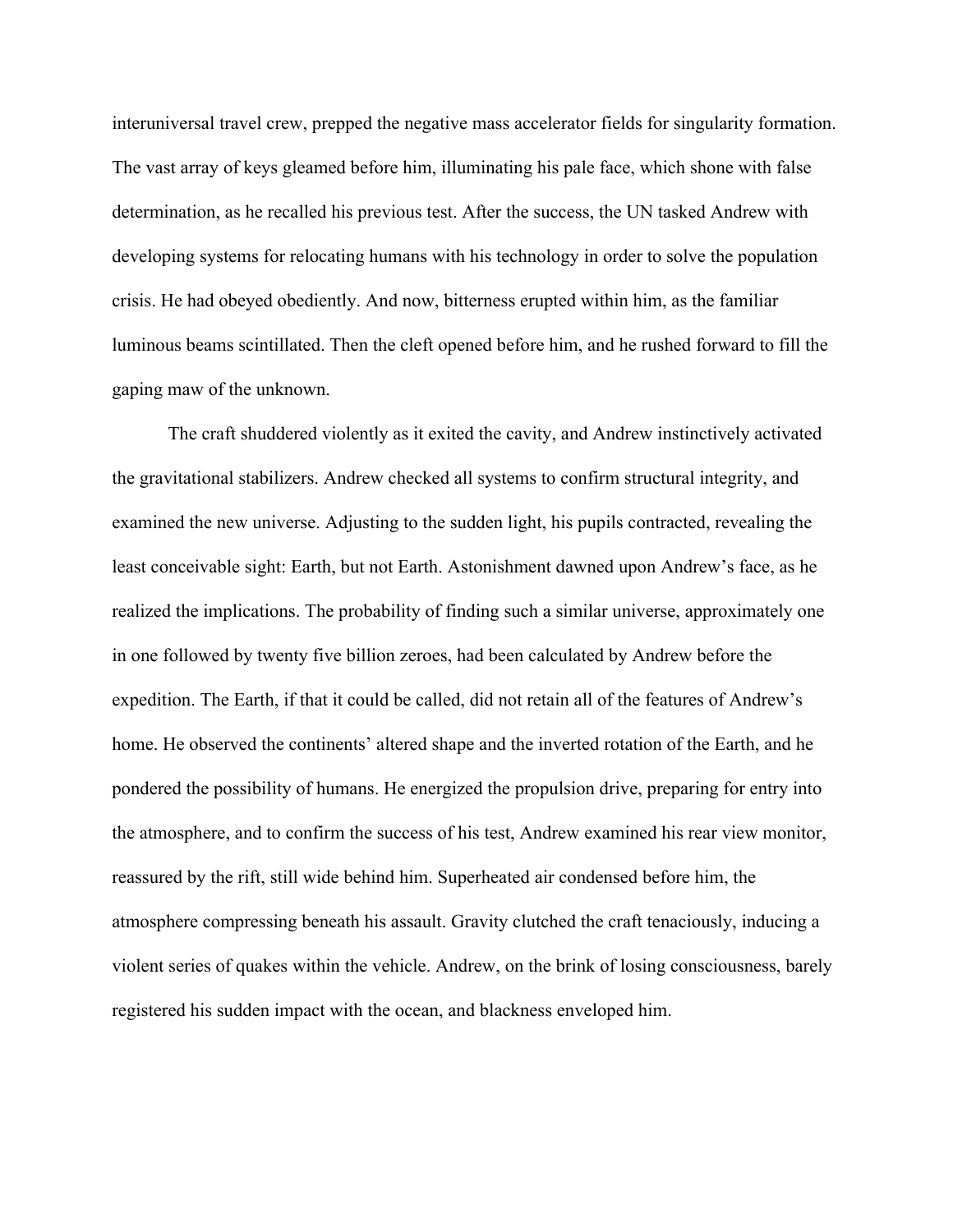interuniversal travel crew, prepped the negative mass accelerator fields for singularity formation. The vast array of keys gleamed before him, illuminating his pale face, which shone with false determination, as he recalled his previous test. After the success, the UN tasked Andrew with developing systems for relocating humans with his technology in order to solve the population crisis. He had obeyed obediently. And now, bitterness erupted within him, as the familiar luminous beams scintillated. Then the cleft opened before him, and he rushed forward to fill the gaping maw of the unknown.

The craft shuddered violently as it exited the cavity, and Andrew instinctively activated the gravitational stabilizers. Andrew checked all systems to confirm structural integrity, and examined the new universe. Adjusting to the sudden light, his pupils contracted, revealing the least conceivable sight: Earth, but not Earth. Astonishment dawned upon Andrew's face, as he realized the implications. The probability of finding such a similar universe, approximately one in one followed by twenty five billion zeroes, had been calculated by Andrew before the expedition. The Earth, if that it could be called, did not retain all of the features of Andrew's home. He observed the continents' altered shape and the inverted rotation of the Earth, and he pondered the possibility of humans. He energized the propulsion drive, preparing for entry into the atmosphere, and to confirm the success of his test, Andrew examined his rear view monitor, reassured by the rift, still wide behind him. Superheated air condensed before him, the atmosphere compressing beneath his assault. Gravity clutched the craft tenaciously, inducing a violent series of quakes within the vehicle. Andrew, on the brink of losing consciousness, barely registered his sudden impact with the ocean, and blackness enveloped him.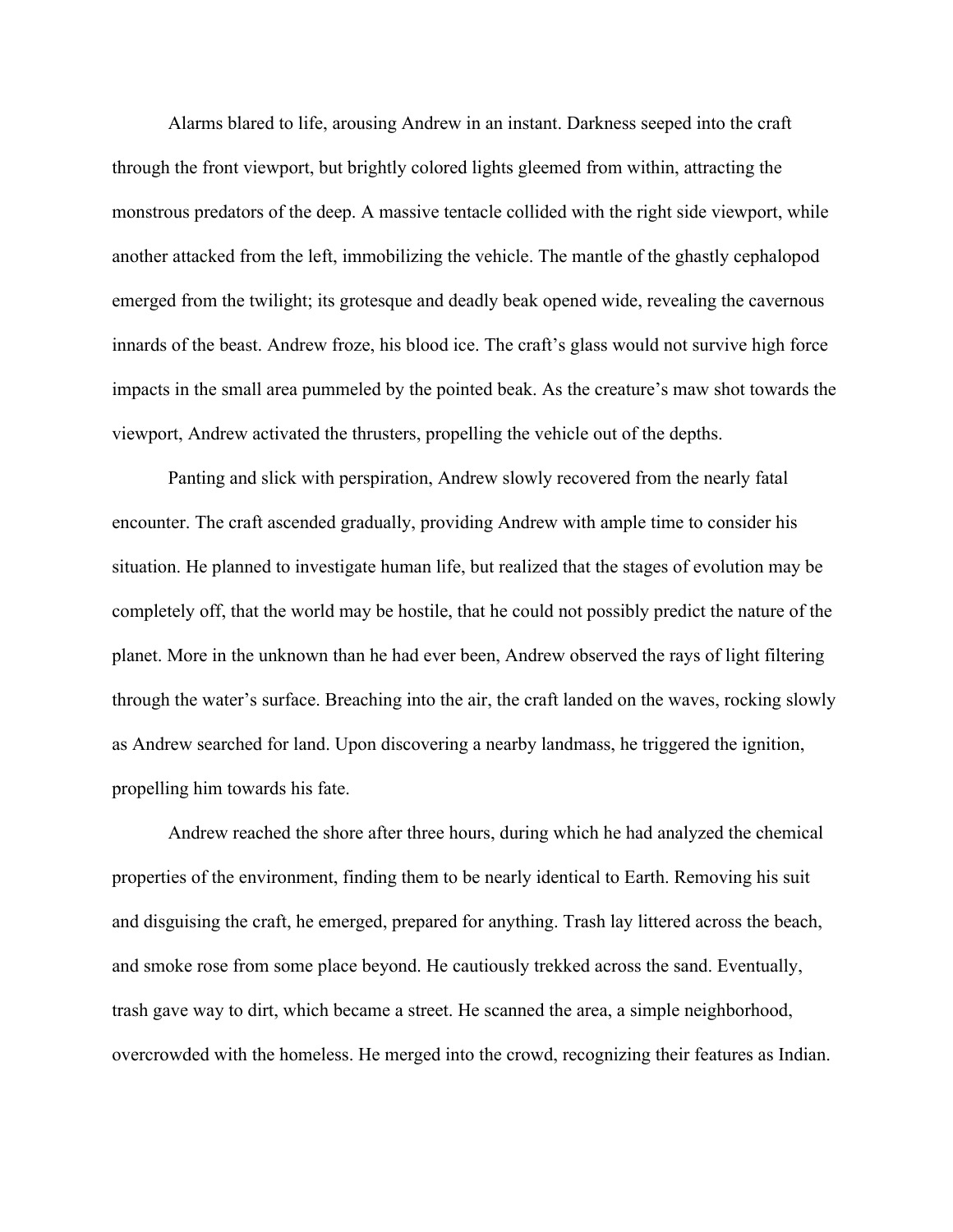Alarms blared to life, arousing Andrew in an instant. Darkness seeped into the craft through the front viewport, but brightly colored lights gleemed from within, attracting the monstrous predators of the deep. A massive tentacle collided with the right side viewport, while another attacked from the left, immobilizing the vehicle. The mantle of the ghastly cephalopod emerged from the twilight; its grotesque and deadly beak opened wide, revealing the cavernous innards of the beast. Andrew froze, his blood ice. The craft's glass would not survive high force impacts in the small area pummeled by the pointed beak. As the creature's maw shot towards the viewport, Andrew activated the thrusters, propelling the vehicle out of the depths.

Panting and slick with perspiration, Andrew slowly recovered from the nearly fatal encounter. The craft ascended gradually, providing Andrew with ample time to consider his situation. He planned to investigate human life, but realized that the stages of evolution may be completely off, that the world may be hostile, that he could not possibly predict the nature of the planet. More in the unknown than he had ever been, Andrew observed the rays of light filtering through the water's surface. Breaching into the air, the craft landed on the waves, rocking slowly as Andrew searched for land. Upon discovering a nearby landmass, he triggered the ignition, propelling him towards his fate.

Andrew reached the shore after three hours, during which he had analyzed the chemical properties of the environment, finding them to be nearly identical to Earth. Removing his suit and disguising the craft, he emerged, prepared for anything. Trash lay littered across the beach, and smoke rose from some place beyond. He cautiously trekked across the sand. Eventually, trash gave way to dirt, which became a street. He scanned the area, a simple neighborhood, overcrowded with the homeless. He merged into the crowd, recognizing their features as Indian.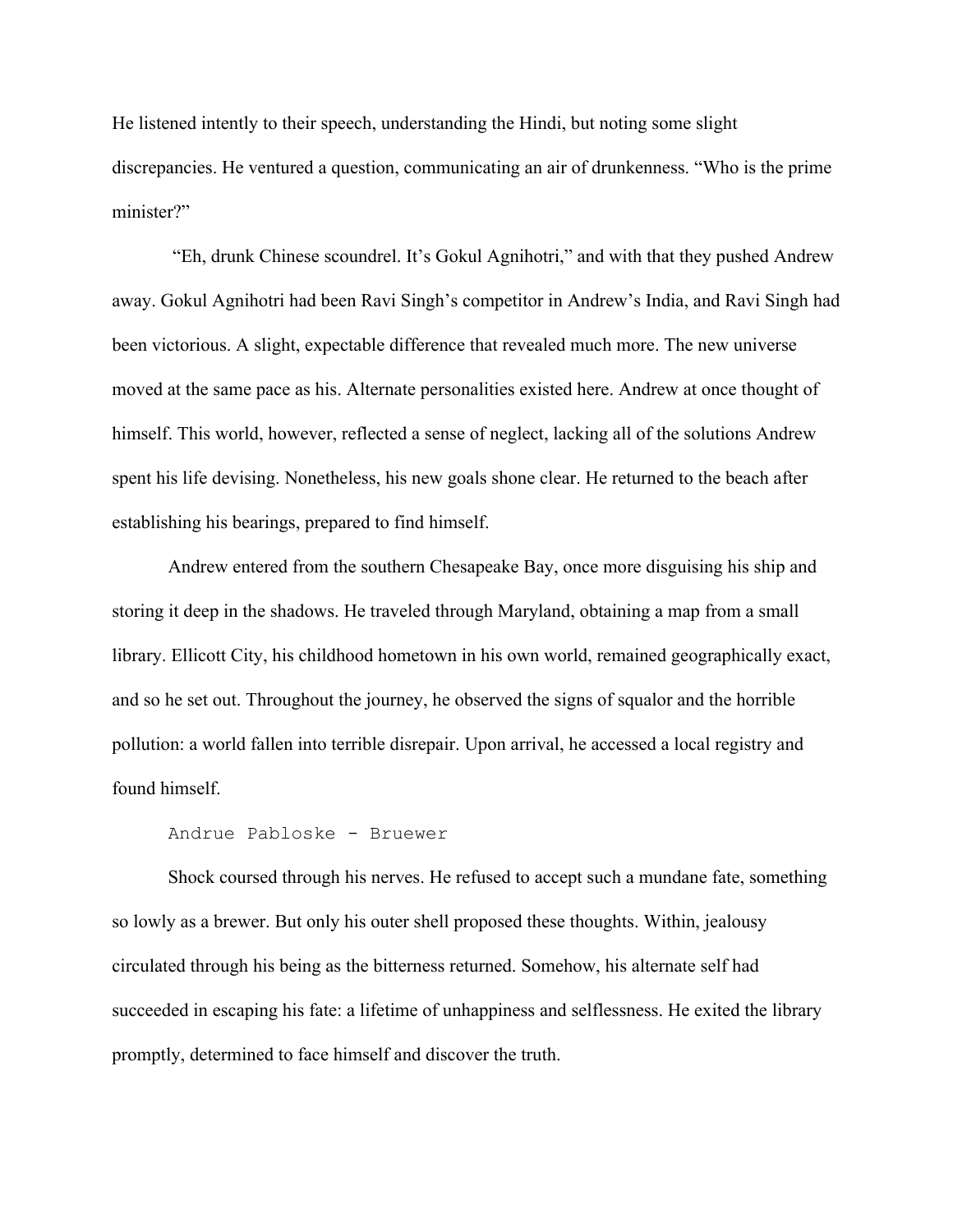He listened intently to their speech, understanding the Hindi, but noting some slight discrepancies. He ventured a question, communicating an air of drunkenness. “Who is the prime minister?”

“Eh, drunk Chinese scoundrel. It’s Gokul Agnihotri,” and with that they pushed Andrew away. Gokul Agnihotri had been Ravi Singh’s competitor in Andrew’s India, and Ravi Singh had been victorious. A slight, expectable difference that revealed much more. The new universe moved at the same pace as his. Alternate personalities existed here. Andrew at once thought of himself. This world, however, reflected a sense of neglect, lacking all of the solutions Andrew spent his life devising. Nonetheless, his new goals shone clear. He returned to the beach after establishing his bearings, prepared to find himself.

Andrew entered from the southern Chesapeake Bay, once more disguising his ship and storing it deep in the shadows. He traveled through Maryland, obtaining a map from a small library. Ellicott City, his childhood hometown in his own world, remained geographically exact, and so he set out. Throughout the journey, he observed the signs of squalor and the horrible pollution: a world fallen into terrible disrepair. Upon arrival, he accessed a local registry and found himself.

`Andrue Pabloske - Bruewer`

Shock coursed through his nerves. He refused to accept such a mundane fate, something so lowly as a brewer. But only his outer shell proposed these thoughts. Within, jealousy circulated through his being as the bitterness returned. Somehow, his alternate self had succeeded in escaping his fate: a lifetime of unhappiness and selflessness. He exited the library promptly, determined to face himself and discover the truth.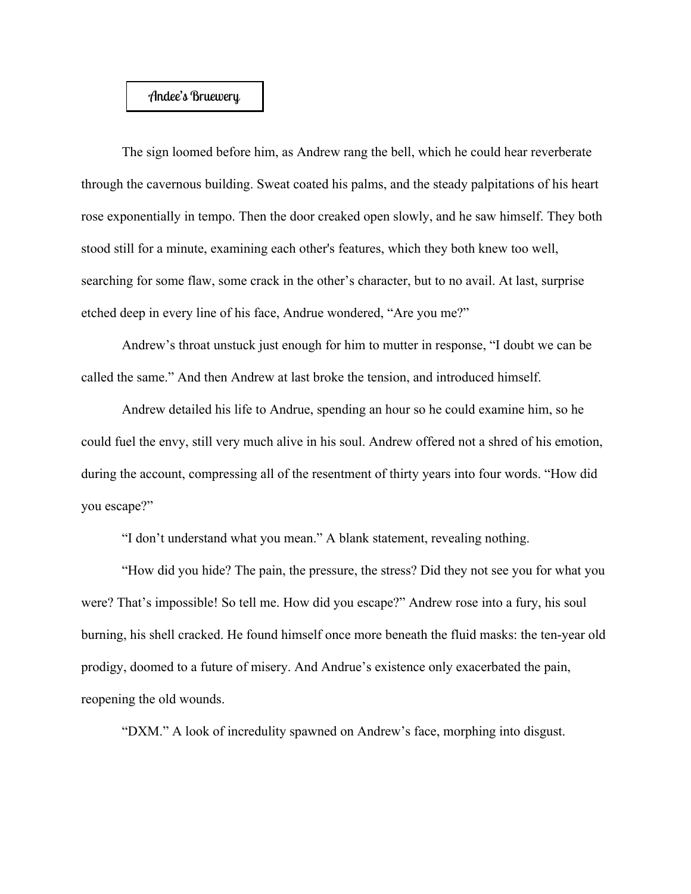Andee's Bruewery

The sign loomed before him, as Andrew rang the bell, which he could hear reverberate through the cavernous building. Sweat coated his palms, and the steady palpitations of his heart rose exponentially in tempo. Then the door creaked open slowly, and he saw himself. They both stood still for a minute, examining each other's features, which they both knew too well, searching for some flaw, some crack in the other's character, but to no avail. At last, surprise etched deep in every line of his face, Andrue wondered, "Are you me?"

Andrew's throat unstuck just enough for him to mutter in response, "I doubt we can be called the same." And then Andrew at last broke the tension, and introduced himself.

Andrew detailed his life to Andrue, spending an hour so he could examine him, so he could fuel the envy, still very much alive in his soul. Andrew offered not a shred of his emotion, during the account, compressing all of the resentment of thirty years into four words. "How did you escape?"

"I don't understand what you mean." A blank statement, revealing nothing.

"How did you hide? The pain, the pressure, the stress? Did they not see you for what you were? That's impossible! So tell me. How did you escape?" Andrew rose into a fury, his soul burning, his shell cracked. He found himself once more beneath the fluid masks: the ten-year old prodigy, doomed to a future of misery. And Andrue's existence only exacerbated the pain, reopening the old wounds.

"DXM." A look of incredulity spawned on Andrew's face, morphing into disgust.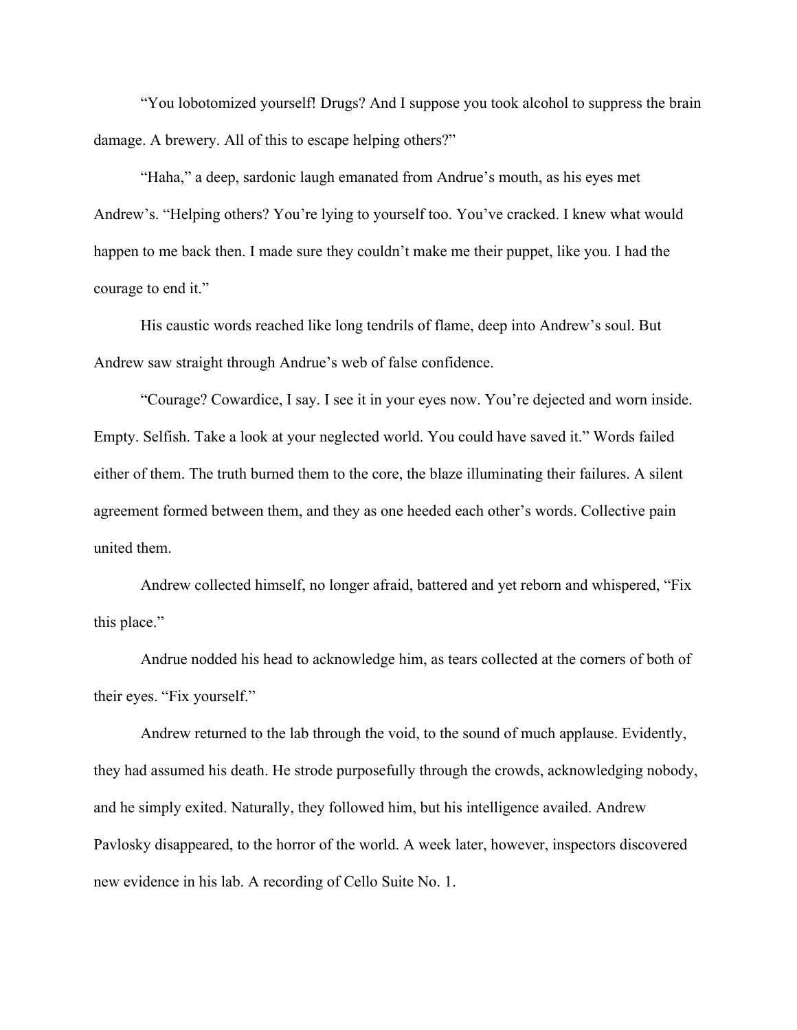"You lobotomized yourself! Drugs? And I suppose you took alcohol to suppress the brain damage. A brewery. All of this to escape helping others?"

"Haha," a deep, sardonic laugh emanated from Andrue's mouth, as his eyes met Andrew's. "Helping others? You're lying to yourself too. You've cracked. I knew what would happen to me back then. I made sure they couldn't make me their puppet, like you. I had the courage to end it."

His caustic words reached like long tendrils of flame, deep into Andrew's soul. But Andrew saw straight through Andrue's web of false confidence.

"Courage? Cowardice, I say. I see it in your eyes now. You're dejected and worn inside. Empty. Selfish. Take a look at your neglected world. You could have saved it." Words failed either of them. The truth burned them to the core, the blaze illuminating their failures. A silent agreement formed between them, and they as one heeded each other's words. Collective pain united them.

Andrew collected himself, no longer afraid, battered and yet reborn and whispered, "Fix this place."

Andrue nodded his head to acknowledge him, as tears collected at the corners of both of their eyes. "Fix yourself."

Andrew returned to the lab through the void, to the sound of much applause. Evidently, they had assumed his death. He strode purposefully through the crowds, acknowledging nobody, and he simply exited. Naturally, they followed him, but his intelligence availed. Andrew Pavlosky disappeared, to the horror of the world. A week later, however, inspectors discovered new evidence in his lab. A recording of Cello Suite No. 1.